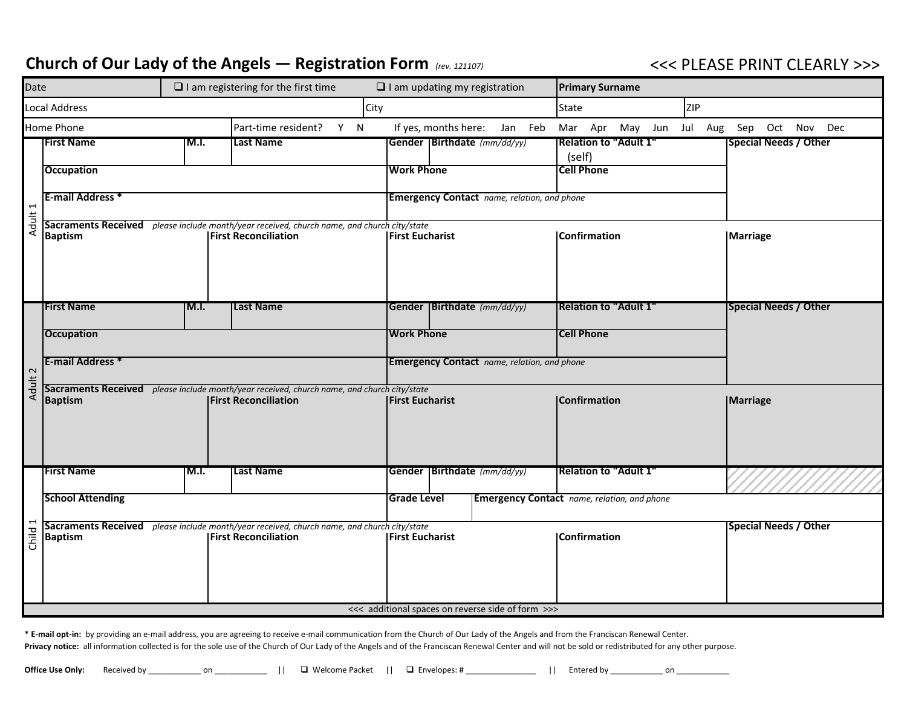# Church of Our Lady of the Angels — Registration Form *(rev. 121107)*

<<< PLEASE PRINT CLEARLY >>>

| Date | ❑ I am registering for the first time | ❑ I am updating my registration | **Primary Surname** |
|---|---|---|---|

| Local Address | City | State | ZIP |
|---|---|---|---|

| Home Phone | Part-time resident? Y N | If yes, months here: Jan Feb Mar Apr May Jun Jul Aug Sep Oct Nov Dec |
|---|---|---|

## Adult 1

| **First Name** | **M.I.** | **Last Name** | **Gender** | **Birthdate** *(mm/dd/yy)* | **Relation to "Adult 1"** (self) | **Special Needs / Other** |
|---|---|---|---|---|---|---|
| **Occupation** | | | **Work Phone** | | **Cell Phone** | |
| **E-mail Address \*** | | | **Emergency Contact** *name, relation, and phone* | | | |

**Sacraments Received** *please include month/year received, church name, and church city/state*

| **Baptism** | **First Reconciliation** | **First Eucharist** | **Confirmation** | **Marriage** |
|---|---|---|---|---|
| | | | | |

## Adult 2

| **First Name** | **M.I.** | **Last Name** | **Gender** | **Birthdate** *(mm/dd/yy)* | **Relation to "Adult 1"** | **Special Needs / Other** |
|---|---|---|---|---|---|---|
| **Occupation** | | | **Work Phone** | | **Cell Phone** | |
| **E-mail Address \*** | | | **Emergency Contact** *name, relation, and phone* | | | |

**Sacraments Received** *please include month/year received, church name, and church city/state*

| **Baptism** | **First Reconciliation** | **First Eucharist** | **Confirmation** | **Marriage** |
|---|---|---|---|---|
| | | | | |

## Child 1

| **First Name** | **M.I.** | **Last Name** | **Gender** | **Birthdate** *(mm/dd/yy)* | **Relation to "Adult 1"** |
|---|---|---|---|---|---|
| **School Attending** | | | **Grade Level** | **Emergency Contact** *name, relation, and phone* | |

**Sacraments Received** *please include month/year received, church name, and church city/state*

| **Baptism** | **First Reconciliation** | **First Eucharist** | **Confirmation** | **Special Needs / Other** |
|---|---|---|---|---|
| | | | | |

<<< additional spaces on reverse side of form >>>

**\* E-mail opt-in:** by providing an e-mail address, you are agreeing to receive e-mail communication from the Church of Our Lady of the Angels and from the Franciscan Renewal Center.

**Privacy notice:** all information collected is for the sole use of the Church of Our Lady of the Angels and of the Franciscan Renewal Center and will not be sold or redistributed for any other purpose.

**Office Use Only:** Received by ____________ on ____________ || ❑ Welcome Packet || ❑ Envelopes: # ________________ || Entered by ____________ on ____________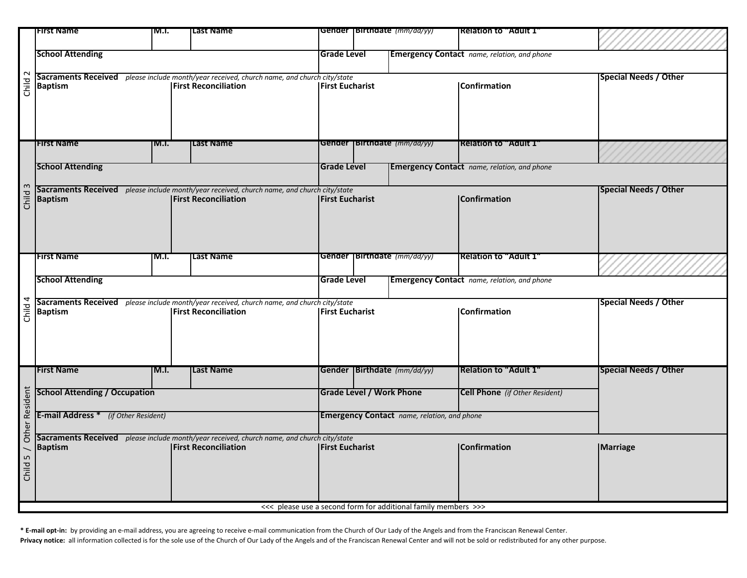## Child 2

| First Name | M.I. | Last Name | Gender | Birthdate *(mm/dd/yy)* | Relation to "Adult 1" |
|---|---|---|---|---|---|
| | | | | | |

| School Attending | Grade Level | Emergency Contact *name, relation, and phone* |
|---|---|---|
| | | |

**Sacraments Received** *please include month/year received, church name, and church city/state*

| Baptism | First Reconciliation | First Eucharist | Confirmation | Special Needs / Other |
|---|---|---|---|---|
| | | | | |

## Child 3

| First Name | M.I. | Last Name | Gender | Birthdate *(mm/dd/yy)* | Relation to "Adult 1" |
|---|---|---|---|---|---|
| | | | | | |

| School Attending | Grade Level | Emergency Contact *name, relation, and phone* |
|---|---|---|
| | | |

**Sacraments Received** *please include month/year received, church name, and church city/state*

| Baptism | First Reconciliation | First Eucharist | Confirmation | Special Needs / Other |
|---|---|---|---|---|
| | | | | |

## Child 4

| First Name | M.I. | Last Name | Gender | Birthdate *(mm/dd/yy)* | Relation to "Adult 1" |
|---|---|---|---|---|---|
| | | | | | |

| School Attending | Grade Level | Emergency Contact *name, relation, and phone* |
|---|---|---|
| | | |

**Sacraments Received** *please include month/year received, church name, and church city/state*

| Baptism | First Reconciliation | First Eucharist | Confirmation | Special Needs / Other |
|---|---|---|---|---|
| | | | | |

## Child 5 / Other Resident

| First Name | M.I. | Last Name | Gender | Birthdate *(mm/dd/yy)* | Relation to "Adult 1" | Special Needs / Other |
|---|---|---|---|---|---|---|
| | | | | | | |

| School Attending / Occupation | Grade Level / Work Phone | Cell Phone *(if Other Resident)* |
|---|---|---|
| | | |

| E-mail Address * *(if Other Resident)* | Emergency Contact *name, relation, and phone* |
|---|---|
| | |

**Sacraments Received** *please include month/year received, church name, and church city/state*

| Baptism | First Reconciliation | First Eucharist | Confirmation | Marriage |
|---|---|---|---|---|
| | | | | |

<<< please use a second form for additional family members >>>

**\* E-mail opt-in:** by providing an e-mail address, you are agreeing to receive e-mail communication from the Church of Our Lady of the Angels and from the Franciscan Renewal Center.

**Privacy notice:** all information collected is for the sole use of the Church of Our Lady of the Angels and of the Franciscan Renewal Center and will not be sold or redistributed for any other purpose.